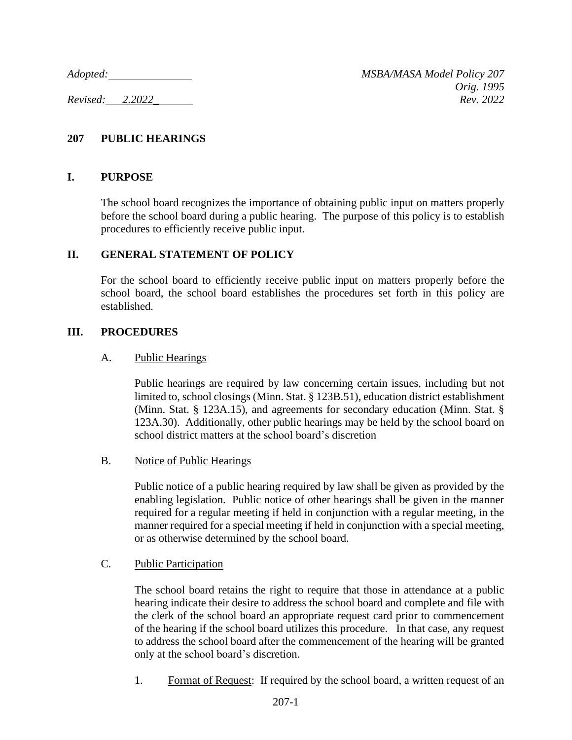*Adopted:* ______________ *MSBA/MASA Model Policy 207*
*Orig. 1995*
*Revised: 2.2022_* *Rev. 2022*

# 207 PUBLIC HEARINGS

## I. PURPOSE

The school board recognizes the importance of obtaining public input on matters properly before the school board during a public hearing. The purpose of this policy is to establish procedures to efficiently receive public input.

## II. GENERAL STATEMENT OF POLICY

For the school board to efficiently receive public input on matters properly before the school board, the school board establishes the procedures set forth in this policy are established.

## III. PROCEDURES

### A. Public Hearings

Public hearings are required by law concerning certain issues, including but not limited to, school closings (Minn. Stat. § 123B.51), education district establishment (Minn. Stat. § 123A.15), and agreements for secondary education (Minn. Stat. § 123A.30). Additionally, other public hearings may be held by the school board on school district matters at the school board's discretion

### B. Notice of Public Hearings

Public notice of a public hearing required by law shall be given as provided by the enabling legislation. Public notice of other hearings shall be given in the manner required for a regular meeting if held in conjunction with a regular meeting, in the manner required for a special meeting if held in conjunction with a special meeting, or as otherwise determined by the school board.

### C. Public Participation

The school board retains the right to require that those in attendance at a public hearing indicate their desire to address the school board and complete and file with the clerk of the school board an appropriate request card prior to commencement of the hearing if the school board utilizes this procedure. In that case, any request to address the school board after the commencement of the hearing will be granted only at the school board's discretion.

1. Format of Request: If required by the school board, a written request of an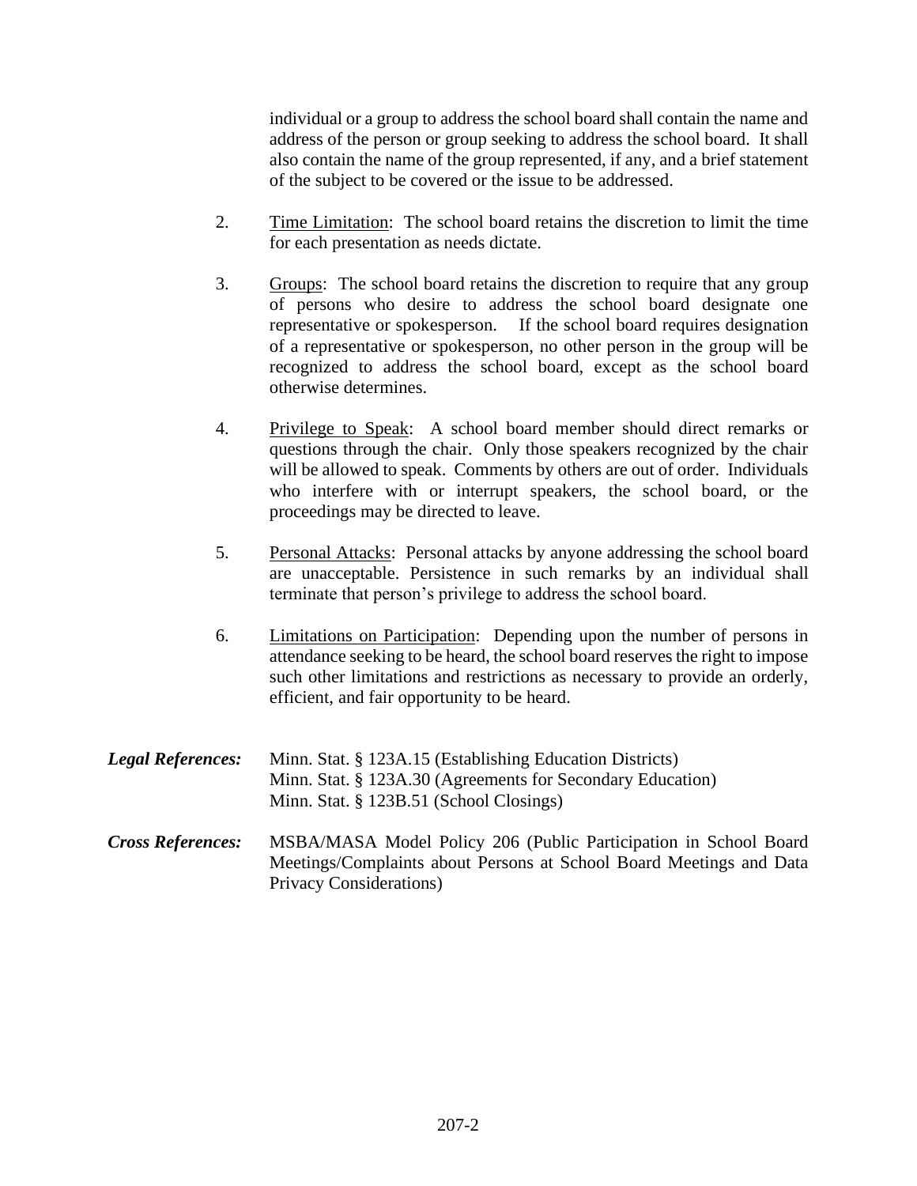individual or a group to address the school board shall contain the name and address of the person or group seeking to address the school board. It shall also contain the name of the group represented, if any, and a brief statement of the subject to be covered or the issue to be addressed.

2. Time Limitation: The school board retains the discretion to limit the time for each presentation as needs dictate.

3. Groups: The school board retains the discretion to require that any group of persons who desire to address the school board designate one representative or spokesperson. If the school board requires designation of a representative or spokesperson, no other person in the group will be recognized to address the school board, except as the school board otherwise determines.

4. Privilege to Speak: A school board member should direct remarks or questions through the chair. Only those speakers recognized by the chair will be allowed to speak. Comments by others are out of order. Individuals who interfere with or interrupt speakers, the school board, or the proceedings may be directed to leave.

5. Personal Attacks: Personal attacks by anyone addressing the school board are unacceptable. Persistence in such remarks by an individual shall terminate that person's privilege to address the school board.

6. Limitations on Participation: Depending upon the number of persons in attendance seeking to be heard, the school board reserves the right to impose such other limitations and restrictions as necessary to provide an orderly, efficient, and fair opportunity to be heard.

***Legal References:*** Minn. Stat. § 123A.15 (Establishing Education Districts)
Minn. Stat. § 123A.30 (Agreements for Secondary Education)
Minn. Stat. § 123B.51 (School Closings)

***Cross References:*** MSBA/MASA Model Policy 206 (Public Participation in School Board Meetings/Complaints about Persons at School Board Meetings and Data Privacy Considerations)